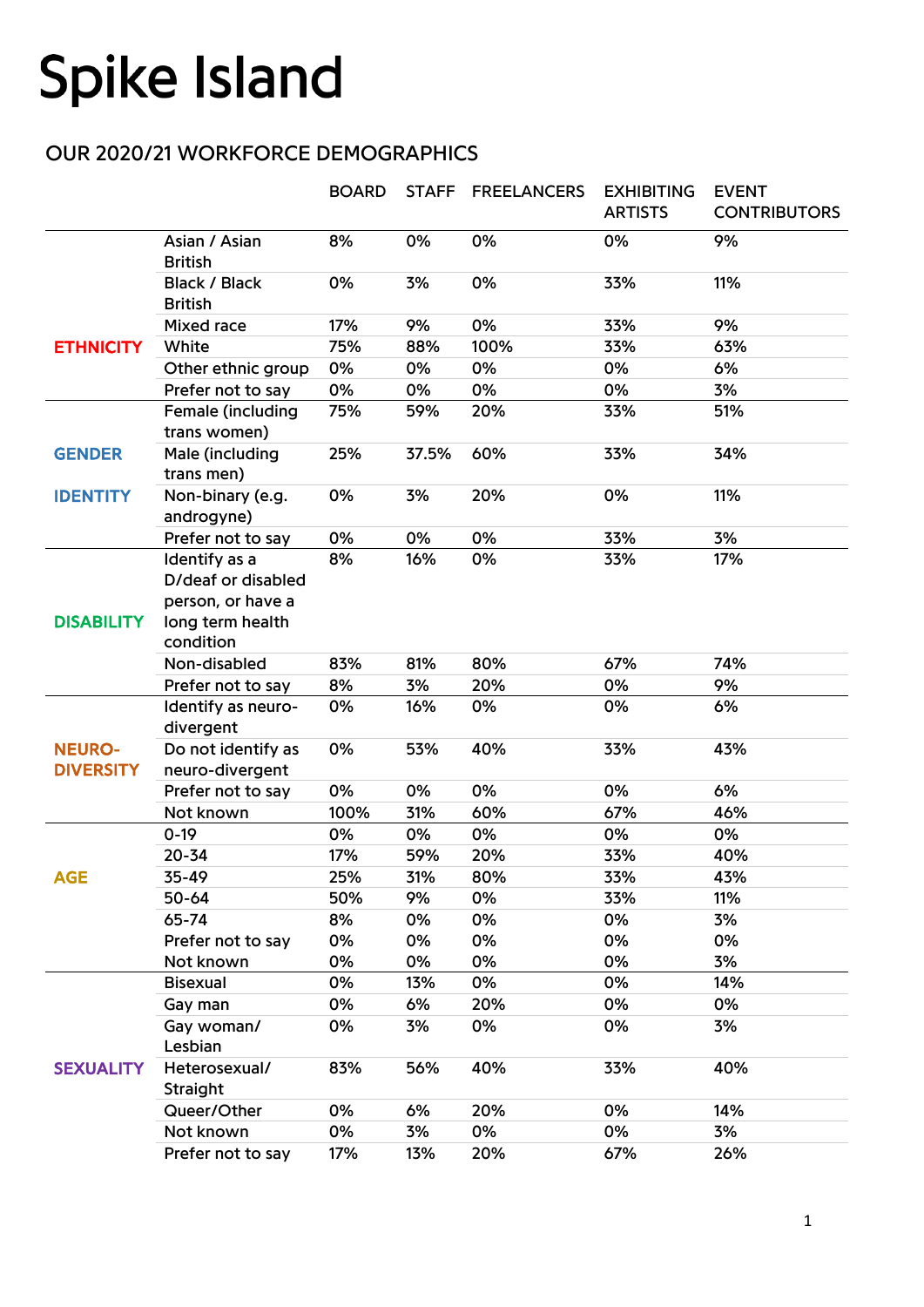# Spike Island

## OUR 2020/21 WORKFORCE DEMOGRAPHICS

| | | BOARD | STAFF | FREELANCERS | EXHIBITING ARTISTS | EVENT CONTRIBUTORS |
|---|---|---|---|---|---|---|
| ETHNICITY | Asian / Asian British | 8% | 0% | 0% | 0% | 9% |
| | Black / Black British | 0% | 3% | 0% | 33% | 11% |
| | Mixed race | 17% | 9% | 0% | 33% | 9% |
| | White | 75% | 88% | 100% | 33% | 63% |
| | Other ethnic group | 0% | 0% | 0% | 0% | 6% |
| | Prefer not to say | 0% | 0% | 0% | 0% | 3% |
| GENDER IDENTITY | Female (including trans women) | 75% | 59% | 20% | 33% | 51% |
| | Male (including trans men) | 25% | 37.5% | 60% | 33% | 34% |
| | Non-binary (e.g. androgyne) | 0% | 3% | 20% | 0% | 11% |
| | Prefer not to say | 0% | 0% | 0% | 33% | 3% |
| DISABILITY | Identify as a D/deaf or disabled person, or have a long term health condition | 8% | 16% | 0% | 33% | 17% |
| | Non-disabled | 83% | 81% | 80% | 67% | 74% |
| | Prefer not to say | 8% | 3% | 20% | 0% | 9% |
| NEURO-DIVERSITY | Identify as neuro-divergent | 0% | 16% | 0% | 0% | 6% |
| | Do not identify as neuro-divergent | 0% | 53% | 40% | 33% | 43% |
| | Prefer not to say | 0% | 0% | 0% | 0% | 6% |
| | Not known | 100% | 31% | 60% | 67% | 46% |
| AGE | 0-19 | 0% | 0% | 0% | 0% | 0% |
| | 20-34 | 17% | 59% | 20% | 33% | 40% |
| | 35-49 | 25% | 31% | 80% | 33% | 43% |
| | 50-64 | 50% | 9% | 0% | 33% | 11% |
| | 65-74 | 8% | 0% | 0% | 0% | 3% |
| | Prefer not to say | 0% | 0% | 0% | 0% | 0% |
| | Not known | 0% | 0% | 0% | 0% | 3% |
| SEXUALITY | Bisexual | 0% | 13% | 0% | 0% | 14% |
| | Gay man | 0% | 6% | 20% | 0% | 0% |
| | Gay woman/ Lesbian | 0% | 3% | 0% | 0% | 3% |
| | Heterosexual/ Straight | 83% | 56% | 40% | 33% | 40% |
| | Queer/Other | 0% | 6% | 20% | 0% | 14% |
| | Not known | 0% | 3% | 0% | 0% | 3% |
| | Prefer not to say | 17% | 13% | 20% | 67% | 26% |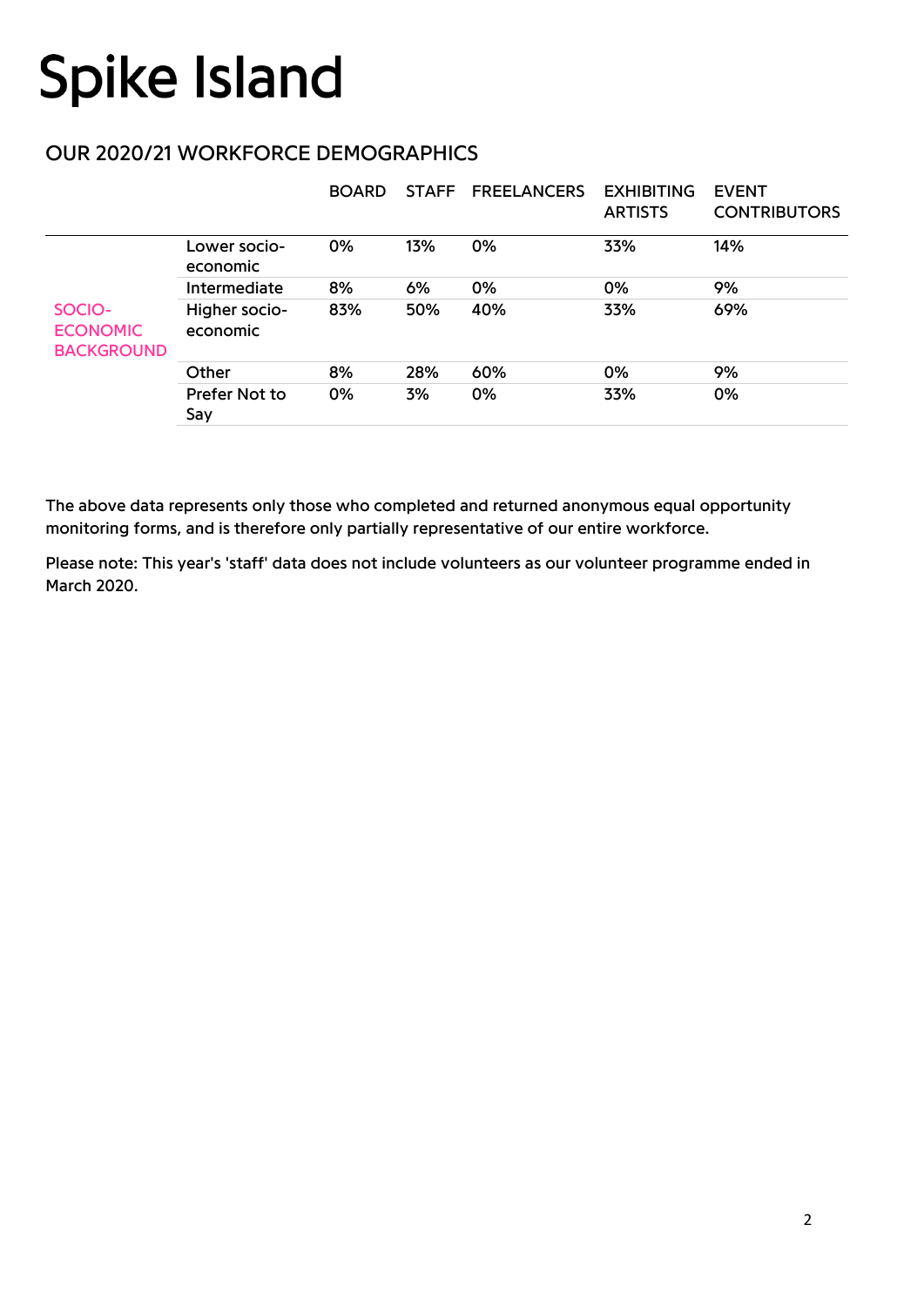# Spike Island

## OUR 2020/21 WORKFORCE DEMOGRAPHICS

| | | BOARD | STAFF | FREELANCERS | EXHIBITING ARTISTS | EVENT CONTRIBUTORS |
|---|---|---|---|---|---|---|
| SOCIO-ECONOMIC BACKGROUND | Lower socio-economic | 0% | 13% | 0% | 33% | 14% |
| | Intermediate | 8% | 6% | 0% | 0% | 9% |
| | Higher socio-economic | 83% | 50% | 40% | 33% | 69% |
| | Other | 8% | 28% | 60% | 0% | 9% |
| | Prefer Not to Say | 0% | 3% | 0% | 33% | 0% |

The above data represents only those who completed and returned anonymous equal opportunity monitoring forms, and is therefore only partially representative of our entire workforce.

Please note: This year's 'staff' data does not include volunteers as our volunteer programme ended in March 2020.